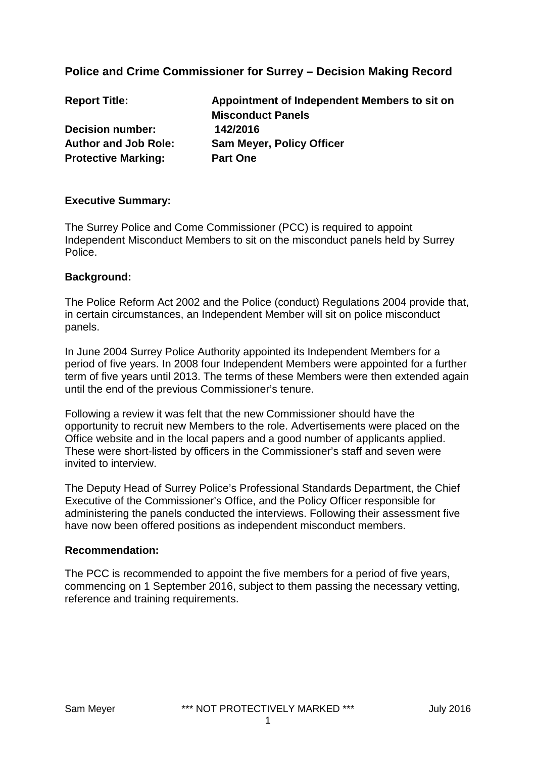## Police and Crime Commissioner for Surrey – Decision Making Record

| | |
|---|---|
| **Report Title:** | **Appointment of Independent Members to sit on Misconduct Panels** |
| **Decision number:** | **142/2016** |
| **Author and Job Role:** | **Sam Meyer, Policy Officer** |
| **Protective Marking:** | **Part One** |

**Executive Summary:**

The Surrey Police and Come Commissioner (PCC) is required to appoint Independent Misconduct Members to sit on the misconduct panels held by Surrey Police.

**Background:**

The Police Reform Act 2002 and the Police (conduct) Regulations 2004 provide that, in certain circumstances, an Independent Member will sit on police misconduct panels.

In June 2004 Surrey Police Authority appointed its Independent Members for a period of five years. In 2008 four Independent Members were appointed for a further term of five years until 2013. The terms of these Members were then extended again until the end of the previous Commissioner's tenure.

Following a review it was felt that the new Commissioner should have the opportunity to recruit new Members to the role. Advertisements were placed on the Office website and in the local papers and a good number of applicants applied. These were short-listed by officers in the Commissioner's staff and seven were invited to interview.

The Deputy Head of Surrey Police's Professional Standards Department, the Chief Executive of the Commissioner's Office, and the Policy Officer responsible for administering the panels conducted the interviews. Following their assessment five have now been offered positions as independent misconduct members.

**Recommendation:**

The PCC is recommended to appoint the five members for a period of five years, commencing on 1 September 2016, subject to them passing the necessary vetting, reference and training requirements.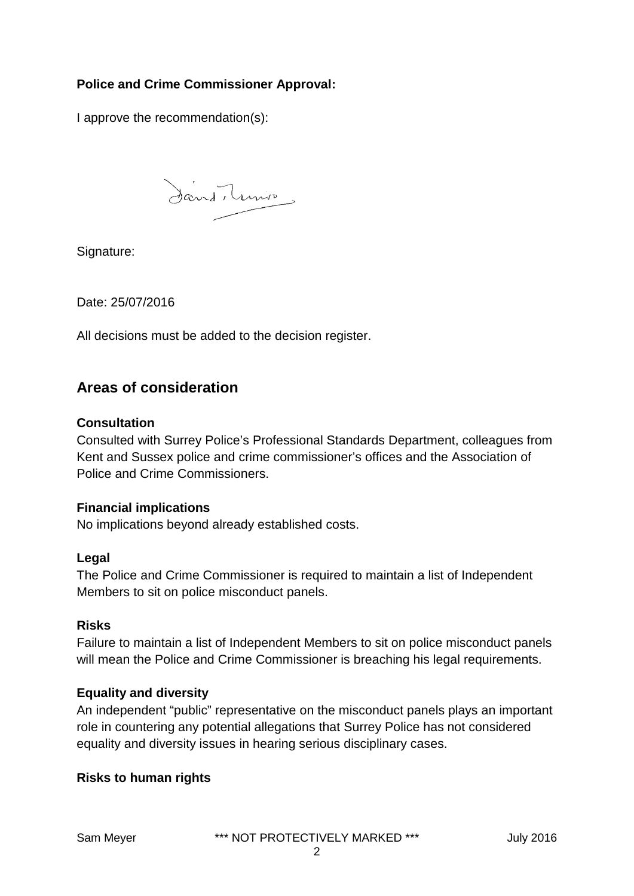**Police and Crime Commissioner Approval:**

I approve the recommendation(s):

Signature:

Date: 25/07/2016

All decisions must be added to the decision register.

## Areas of consideration

**Consultation**

Consulted with Surrey Police's Professional Standards Department, colleagues from Kent and Sussex police and crime commissioner's offices and the Association of Police and Crime Commissioners.

**Financial implications**

No implications beyond already established costs.

**Legal**

The Police and Crime Commissioner is required to maintain a list of Independent Members to sit on police misconduct panels.

**Risks**

Failure to maintain a list of Independent Members to sit on police misconduct panels will mean the Police and Crime Commissioner is breaching his legal requirements.

**Equality and diversity**

An independent "public" representative on the misconduct panels plays an important role in countering any potential allegations that Surrey Police has not considered equality and diversity issues in hearing serious disciplinary cases.

**Risks to human rights**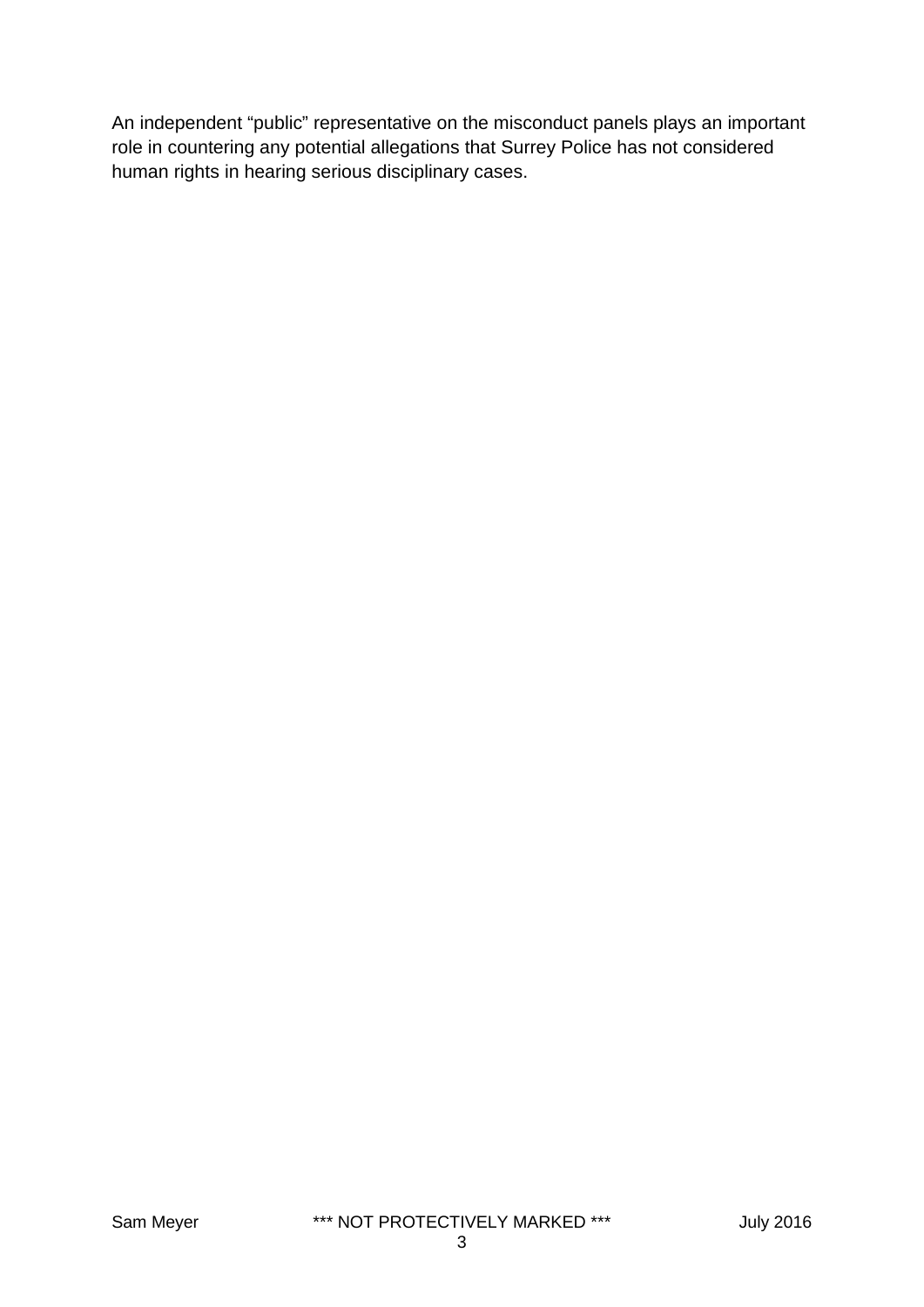An independent "public" representative on the misconduct panels plays an important role in countering any potential allegations that Surrey Police has not considered human rights in hearing serious disciplinary cases.